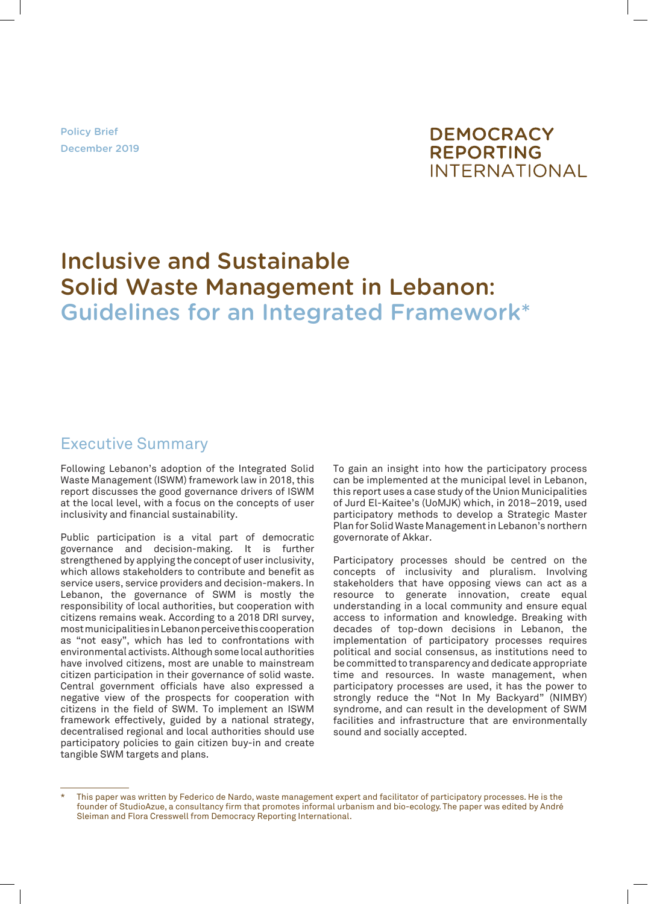Policy Brief
December 2019

DEMOCRACY REPORTING INTERNATIONAL

# Inclusive and Sustainable Solid Waste Management in Lebanon: Guidelines for an Integrated Framework*

## Executive Summary

Following Lebanon's adoption of the Integrated Solid Waste Management (ISWM) framework law in 2018, this report discusses the good governance drivers of ISWM at the local level, with a focus on the concepts of user inclusivity and financial sustainability.

Public participation is a vital part of democratic governance and decision-making. It is further strengthened by applying the concept of user inclusivity, which allows stakeholders to contribute and benefit as service users, service providers and decision-makers. In Lebanon, the governance of SWM is mostly the responsibility of local authorities, but cooperation with citizens remains weak. According to a 2018 DRI survey, most municipalities in Lebanon perceive this cooperation as "not easy", which has led to confrontations with environmental activists. Although some local authorities have involved citizens, most are unable to mainstream citizen participation in their governance of solid waste. Central government officials have also expressed a negative view of the prospects for cooperation with citizens in the field of SWM. To implement an ISWM framework effectively, guided by a national strategy, decentralised regional and local authorities should use participatory policies to gain citizen buy-in and create tangible SWM targets and plans.

To gain an insight into how the participatory process can be implemented at the municipal level in Lebanon, this report uses a case study of the Union Municipalities of Jurd El-Kaitee's (UoMJK) which, in 2018–2019, used participatory methods to develop a Strategic Master Plan for Solid Waste Management in Lebanon's northern governorate of Akkar.

Participatory processes should be centred on the concepts of inclusivity and pluralism. Involving stakeholders that have opposing views can act as a resource to generate innovation, create equal understanding in a local community and ensure equal access to information and knowledge. Breaking with decades of top-down decisions in Lebanon, the implementation of participatory processes requires political and social consensus, as institutions need to be committed to transparency and dedicate appropriate time and resources. In waste management, when participatory processes are used, it has the power to strongly reduce the "Not In My Backyard" (NIMBY) syndrome, and can result in the development of SWM facilities and infrastructure that are environmentally sound and socially accepted.

---

\* This paper was written by Federico de Nardo, waste management expert and facilitator of participatory processes. He is the founder of StudioAzue, a consultancy firm that promotes informal urbanism and bio-ecology. The paper was edited by André Sleiman and Flora Cresswell from Democracy Reporting International.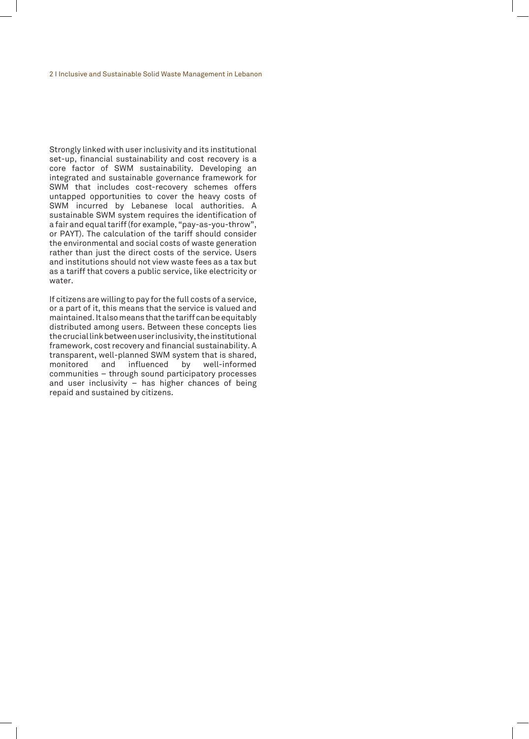Strongly linked with user inclusivity and its institutional set-up, financial sustainability and cost recovery is a core factor of SWM sustainability. Developing an integrated and sustainable governance framework for SWM that includes cost-recovery schemes offers untapped opportunities to cover the heavy costs of SWM incurred by Lebanese local authorities. A sustainable SWM system requires the identification of a fair and equal tariff (for example, "pay-as-you-throw", or PAYT). The calculation of the tariff should consider the environmental and social costs of waste generation rather than just the direct costs of the service. Users and institutions should not view waste fees as a tax but as a tariff that covers a public service, like electricity or water.

If citizens are willing to pay for the full costs of a service, or a part of it, this means that the service is valued and maintained. It also means that the tariff can be equitably distributed among users. Between these concepts lies the crucial link between user inclusivity, the institutional framework, cost recovery and financial sustainability. A transparent, well-planned SWM system that is shared, monitored and influenced by well-informed communities – through sound participatory processes and user inclusivity – has higher chances of being repaid and sustained by citizens.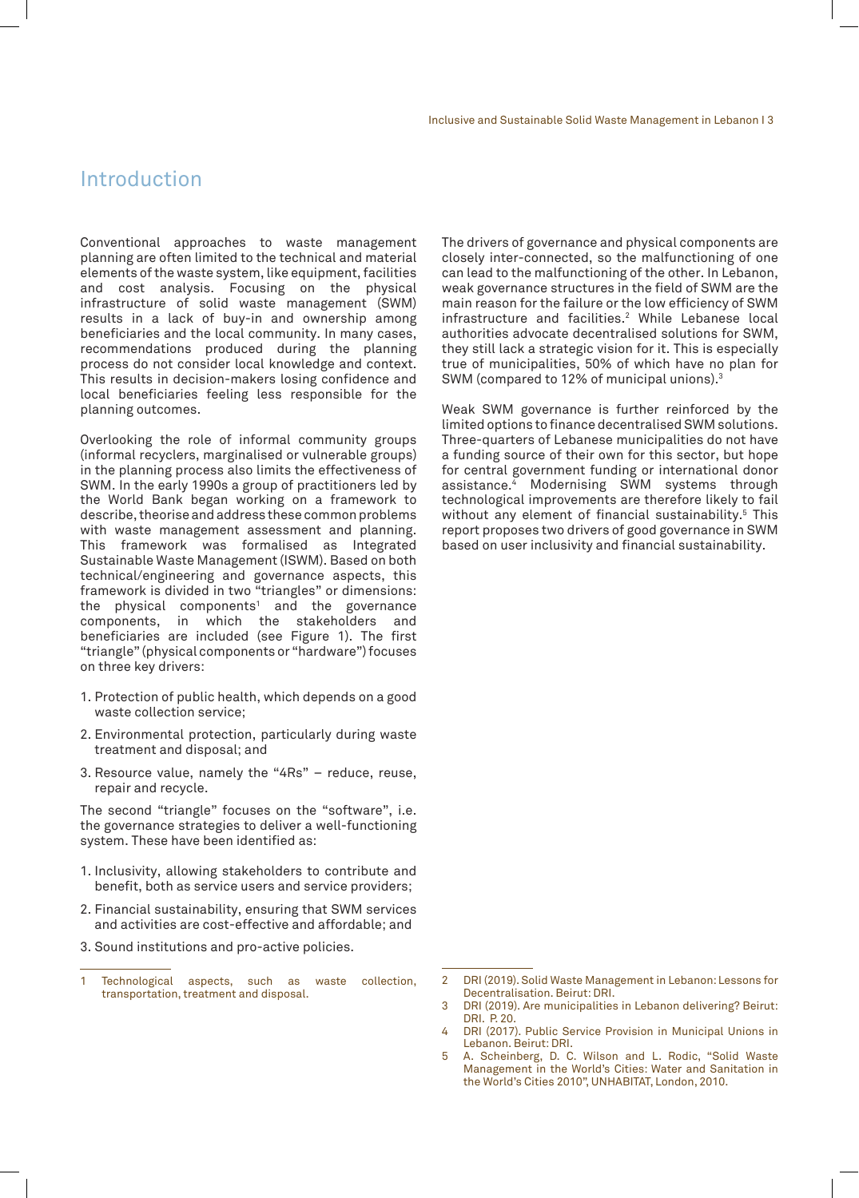# Introduction

Conventional approaches to waste management planning are often limited to the technical and material elements of the waste system, like equipment, facilities and cost analysis. Focusing on the physical infrastructure of solid waste management (SWM) results in a lack of buy-in and ownership among beneficiaries and the local community. In many cases, recommendations produced during the planning process do not consider local knowledge and context. This results in decision-makers losing confidence and local beneficiaries feeling less responsible for the planning outcomes.

Overlooking the role of informal community groups (informal recyclers, marginalised or vulnerable groups) in the planning process also limits the effectiveness of SWM. In the early 1990s a group of practitioners led by the World Bank began working on a framework to describe, theorise and address these common problems with waste management assessment and planning. This framework was formalised as Integrated Sustainable Waste Management (ISWM). Based on both technical/engineering and governance aspects, this framework is divided in two "triangles" or dimensions: the physical components[1] and the governance components, in which the stakeholders and beneficiaries are included (see Figure 1). The first "triangle" (physical components or "hardware") focuses on three key drivers:

1. Protection of public health, which depends on a good waste collection service;
2. Environmental protection, particularly during waste treatment and disposal; and
3. Resource value, namely the "4Rs" – reduce, reuse, repair and recycle.

The second "triangle" focuses on the "software", i.e. the governance strategies to deliver a well-functioning system. These have been identified as:

1. Inclusivity, allowing stakeholders to contribute and benefit, both as service users and service providers;
2. Financial sustainability, ensuring that SWM services and activities are cost-effective and affordable; and
3. Sound institutions and pro-active policies.

The drivers of governance and physical components are closely inter-connected, so the malfunctioning of one can lead to the malfunctioning of the other. In Lebanon, weak governance structures in the field of SWM are the main reason for the failure or the low efficiency of SWM infrastructure and facilities.[2] While Lebanese local authorities advocate decentralised solutions for SWM, they still lack a strategic vision for it. This is especially true of municipalities, 50% of which have no plan for SWM (compared to 12% of municipal unions).[3]

Weak SWM governance is further reinforced by the limited options to finance decentralised SWM solutions. Three-quarters of Lebanese municipalities do not have a funding source of their own for this sector, but hope for central government funding or international donor assistance.[4] Modernising SWM systems through technological improvements are therefore likely to fail without any element of financial sustainability.[5] This report proposes two drivers of good governance in SWM based on user inclusivity and financial sustainability.

---

1 Technological aspects, such as waste collection, transportation, treatment and disposal.

2 DRI (2019). Solid Waste Management in Lebanon: Lessons for Decentralisation. Beirut: DRI.

3 DRI (2019). Are municipalities in Lebanon delivering? Beirut: DRI. P. 20.

4 DRI (2017). Public Service Provision in Municipal Unions in Lebanon. Beirut: DRI.

5 A. Scheinberg, D. C. Wilson and L. Rodic, "Solid Waste Management in the World's Cities: Water and Sanitation in the World's Cities 2010", UNHABITAT, London, 2010.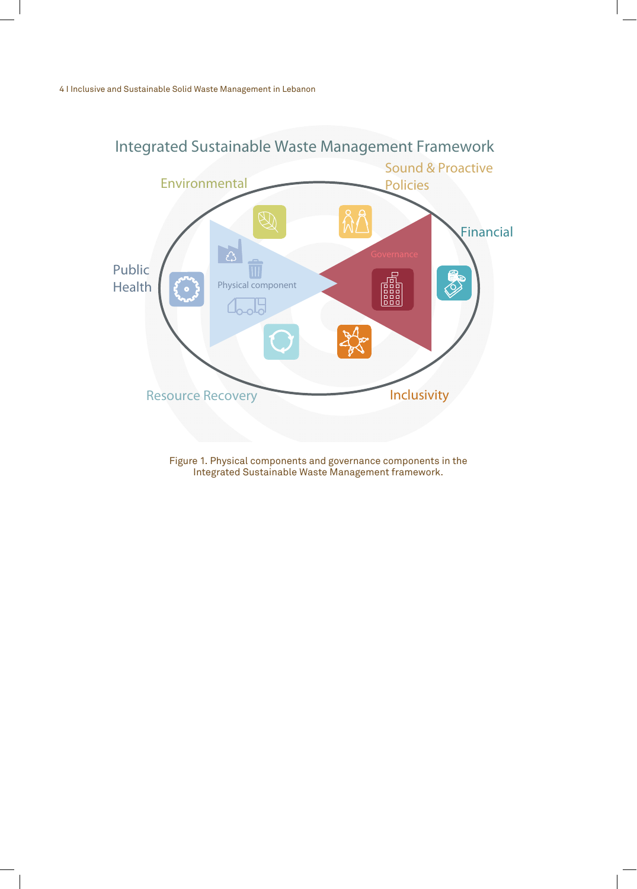Integrated Sustainable Waste Management Framework

Sound & Proactive Policies

Environmental

Financial

Governance

Public Health

Physical component

Resource Recovery

Inclusivity

Figure 1. Physical components and governance components in the Integrated Sustainable Waste Management framework.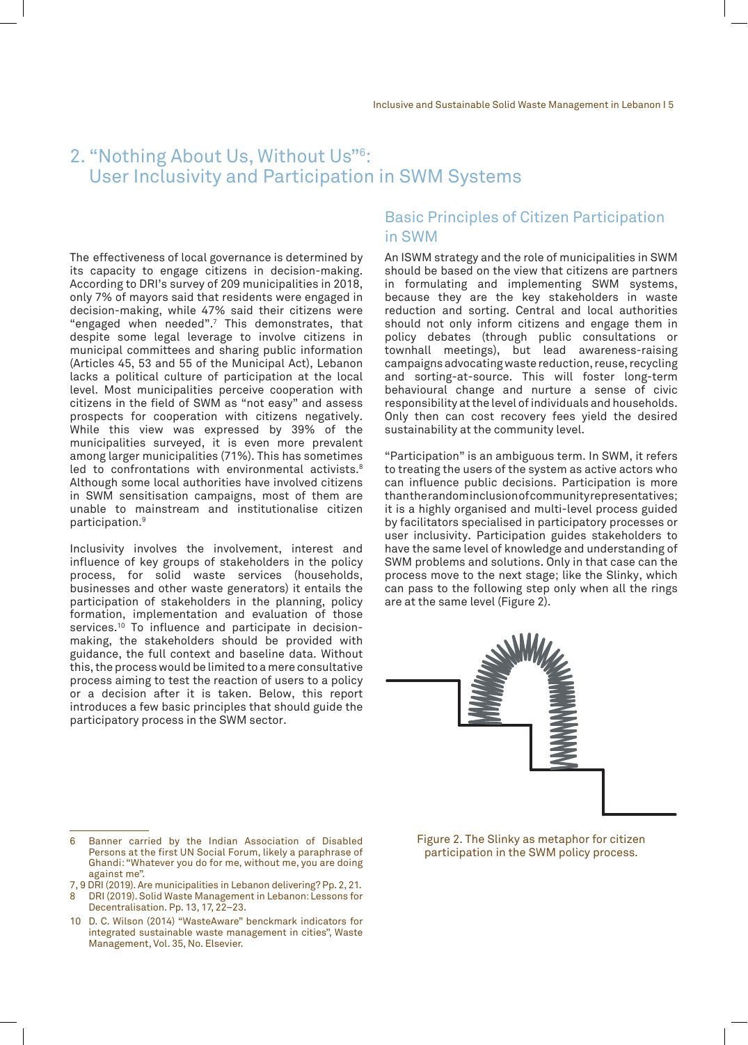## 2. "Nothing About Us, Without Us"[6]: User Inclusivity and Participation in SWM Systems

The effectiveness of local governance is determined by its capacity to engage citizens in decision-making. According to DRI's survey of 209 municipalities in 2018, only 7% of mayors said that residents were engaged in decision-making, while 47% said their citizens were "engaged when needed".[7] This demonstrates, that despite some legal leverage to involve citizens in municipal committees and sharing public information (Articles 45, 53 and 55 of the Municipal Act), Lebanon lacks a political culture of participation at the local level. Most municipalities perceive cooperation with citizens in the field of SWM as "not easy" and assess prospects for cooperation with citizens negatively. While this view was expressed by 39% of the municipalities surveyed, it is even more prevalent among larger municipalities (71%). This has sometimes led to confrontations with environmental activists.[8] Although some local authorities have involved citizens in SWM sensitisation campaigns, most of them are unable to mainstream and institutionalise citizen participation.[9]

Inclusivity involves the involvement, interest and influence of key groups of stakeholders in the policy process, for solid waste services (households, businesses and other waste generators) it entails the participation of stakeholders in the planning, policy formation, implementation and evaluation of those services.[10] To influence and participate in decision-making, the stakeholders should be provided with guidance, the full context and baseline data. Without this, the process would be limited to a mere consultative process aiming to test the reaction of users to a policy or a decision after it is taken. Below, this report introduces a few basic principles that should guide the participatory process in the SWM sector.

### Basic Principles of Citizen Participation in SWM

An ISWM strategy and the role of municipalities in SWM should be based on the view that citizens are partners in formulating and implementing SWM systems, because they are the key stakeholders in waste reduction and sorting. Central and local authorities should not only inform citizens and engage them in policy debates (through public consultations or townhall meetings), but lead awareness-raising campaigns advocating waste reduction, reuse, recycling and sorting-at-source. This will foster long-term behavioural change and nurture a sense of civic responsibility at the level of individuals and households. Only then can cost recovery fees yield the desired sustainability at the community level.

"Participation" is an ambiguous term. In SWM, it refers to treating the users of the system as active actors who can influence public decisions. Participation is more than the random inclusion of community representatives; it is a highly organised and multi-level process guided by facilitators specialised in participatory processes or user inclusivity. Participation guides stakeholders to have the same level of knowledge and understanding of SWM problems and solutions. Only in that case can the process move to the next stage; like the Slinky, which can pass to the following step only when all the rings are at the same level (Figure 2).

Figure 2. The Slinky as metaphor for citizen participation in the SWM policy process.

---

6 Banner carried by the Indian Association of Disabled Persons at the first UN Social Forum, likely a paraphrase of Ghandi: "Whatever you do for me, without me, you are doing against me".

7, 9 DRI (2019). Are municipalities in Lebanon delivering? Pp. 2, 21.

8 DRI (2019). Solid Waste Management in Lebanon: Lessons for Decentralisation. Pp. 13, 17, 22–23.

10 D. C. Wilson (2014) "WasteAware" benckmark indicators for integrated sustainable waste management in cities", Waste Management, Vol. 35, No. Elsevier.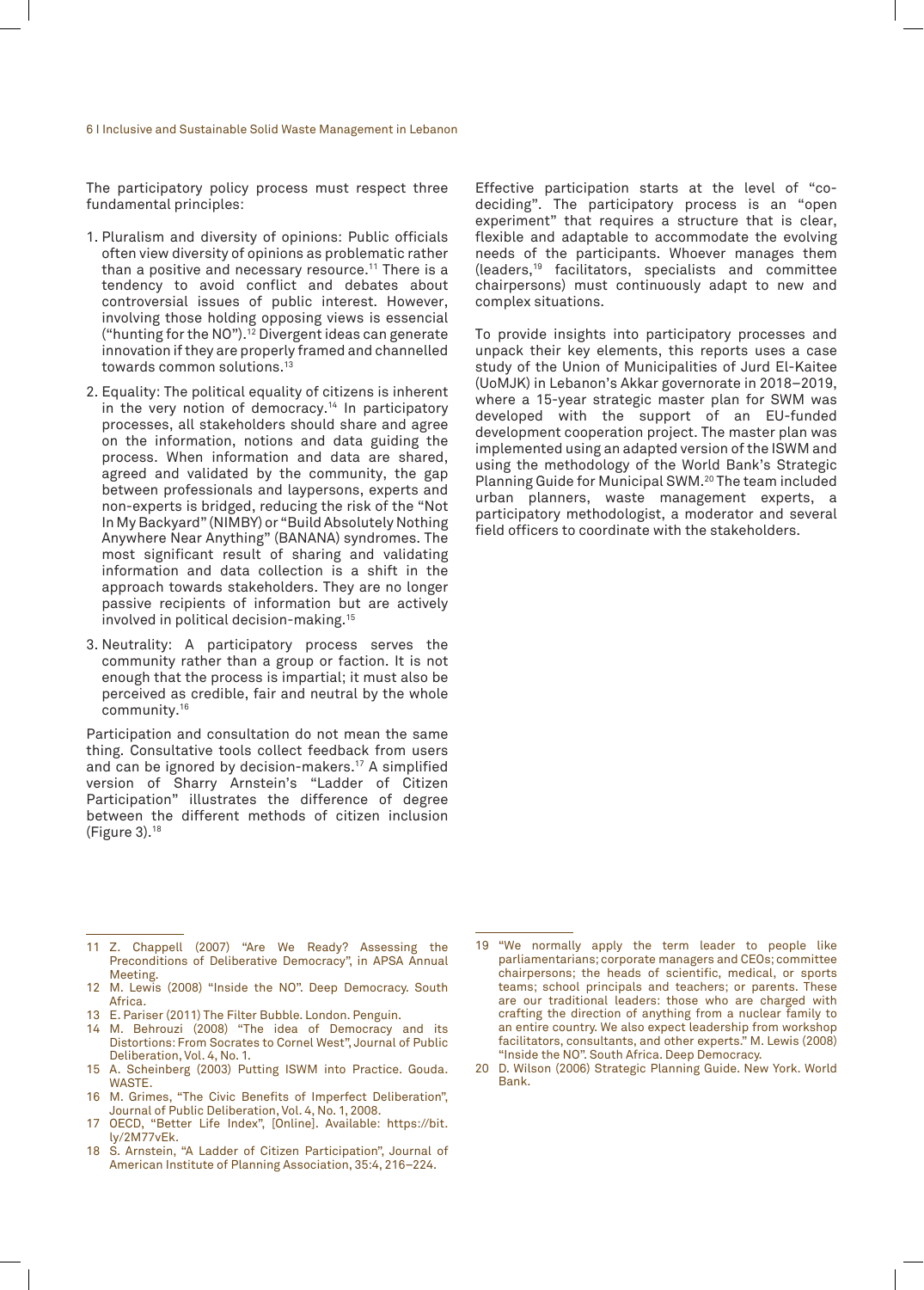The participatory policy process must respect three fundamental principles:

1. Pluralism and diversity of opinions: Public officials often view diversity of opinions as problematic rather than a positive and necessary resource.[11] There is a tendency to avoid conflict and debates about controversial issues of public interest. However, involving those holding opposing views is essencial ("hunting for the NO").[12] Divergent ideas can generate innovation if they are properly framed and channelled towards common solutions.[13]
2. Equality: The political equality of citizens is inherent in the very notion of democracy.[14] In participatory processes, all stakeholders should share and agree on the information, notions and data guiding the process. When information and data are shared, agreed and validated by the community, the gap between professionals and laypersons, experts and non-experts is bridged, reducing the risk of the "Not In My Backyard" (NIMBY) or "Build Absolutely Nothing Anywhere Near Anything" (BANANA) syndromes. The most significant result of sharing and validating information and data collection is a shift in the approach towards stakeholders. They are no longer passive recipients of information but are actively involved in political decision-making.[15]
3. Neutrality: A participatory process serves the community rather than a group or faction. It is not enough that the process is impartial; it must also be perceived as credible, fair and neutral by the whole community.[16]

Participation and consultation do not mean the same thing. Consultative tools collect feedback from users and can be ignored by decision-makers.[17] A simplified version of Sharry Arnstein's "Ladder of Citizen Participation" illustrates the difference of degree between the different methods of citizen inclusion (Figure 3).[18]

Effective participation starts at the level of "co-deciding". The participatory process is an "open experiment" that requires a structure that is clear, flexible and adaptable to accommodate the evolving needs of the participants. Whoever manages them (leaders,[19] facilitators, specialists and committee chairpersons) must continuously adapt to new and complex situations.

To provide insights into participatory processes and unpack their key elements, this reports uses a case study of the Union of Municipalities of Jurd El-Kaitee (UoMJK) in Lebanon's Akkar governorate in 2018–2019, where a 15-year strategic master plan for SWM was developed with the support of an EU-funded development cooperation project. The master plan was implemented using an adapted version of the ISWM and using the methodology of the World Bank's Strategic Planning Guide for Municipal SWM.[20] The team included urban planners, waste management experts, a participatory methodologist, a moderator and several field officers to coordinate with the stakeholders.

---

11 Z. Chappell (2007) "Are We Ready? Assessing the Preconditions of Deliberative Democracy", in APSA Annual Meeting.

12 M. Lewis (2008) "Inside the NO". Deep Democracy. South Africa.

13 E. Pariser (2011) The Filter Bubble. London. Penguin.

14 M. Behrouzi (2008) "The idea of Democracy and its Distortions: From Socrates to Cornel West", Journal of Public Deliberation, Vol. 4, No. 1.

15 A. Scheinberg (2003) Putting ISWM into Practice. Gouda. WASTE.

16 M. Grimes, "The Civic Benefits of Imperfect Deliberation", Journal of Public Deliberation, Vol. 4, No. 1, 2008.

17 OECD, "Better Life Index", [Online]. Available: https://bit.ly/2M77vEk.

18 S. Arnstein, "A Ladder of Citizen Participation", Journal of American Institute of Planning Association, 35:4, 216–224.

19 "We normally apply the term leader to people like parliamentarians; corporate managers and CEOs; committee chairpersons; the heads of scientific, medical, or sports teams; school principals and teachers; or parents. These are our traditional leaders: those who are charged with crafting the direction of anything from a nuclear family to an entire country. We also expect leadership from workshop facilitators, consultants, and other experts." M. Lewis (2008) "Inside the NO". South Africa. Deep Democracy.

20 D. Wilson (2006) Strategic Planning Guide. New York. World Bank.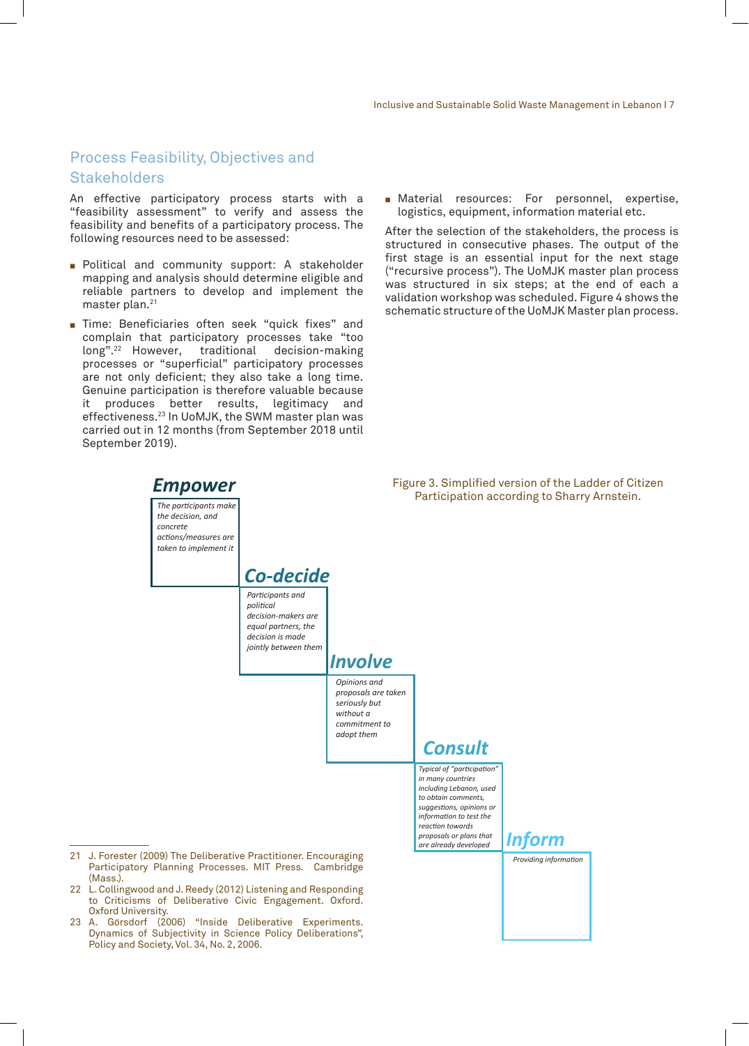## Process Feasibility, Objectives and Stakeholders

An effective participatory process starts with a "feasibility assessment" to verify and assess the feasibility and benefits of a participatory process. The following resources need to be assessed:

- Political and community support: A stakeholder mapping and analysis should determine eligible and reliable partners to develop and implement the master plan.[21]
- Time: Beneficiaries often seek "quick fixes" and complain that participatory processes take "too long".[22] However, traditional decision-making processes or "superficial" participatory processes are not only deficient; they also take a long time. Genuine participation is therefore valuable because it produces better results, legitimacy and effectiveness.[23] In UoMJK, the SWM master plan was carried out in 12 months (from September 2018 until September 2019).
- Material resources: For personnel, expertise, logistics, equipment, information material etc.

After the selection of the stakeholders, the process is structured in consecutive phases. The output of the first stage is an essential input for the next stage ("recursive process"). The UoMJK master plan process was structured in six steps; at the end of each a validation workshop was scheduled. Figure 4 shows the schematic structure of the UoMJK Master plan process.

***Empower***

*The participants make the decision, and concrete actions/measures are taken to implement it*

***Co-decide***

*Participants and political decision-makers are equal partners, the decision is made jointly between them*

***Involve***

*Opinions and proposals are taken seriously but without a commitment to adopt them*

***Consult***

*Typical of "participation" in many countries including Lebanon, used to obtain comments, suggestions, opinions or information to test the reaction towards proposals or plans that are already developed*

***Inform***

*Providing information*

Figure 3. Simplified version of the Ladder of Citizen Participation according to Sharry Arnstein.

---

21 J. Forester (2009) The Deliberative Practitioner. Encouraging Participatory Planning Processes. MIT Press. Cambridge (Mass.).

22 L. Collingwood and J. Reedy (2012) Listening and Responding to Criticisms of Deliberative Civic Engagement. Oxford. Oxford University.

23 A. Görsdorf (2006) "Inside Deliberative Experiments. Dynamics of Subjectivity in Science Policy Deliberations", Policy and Society, Vol. 34, No. 2, 2006.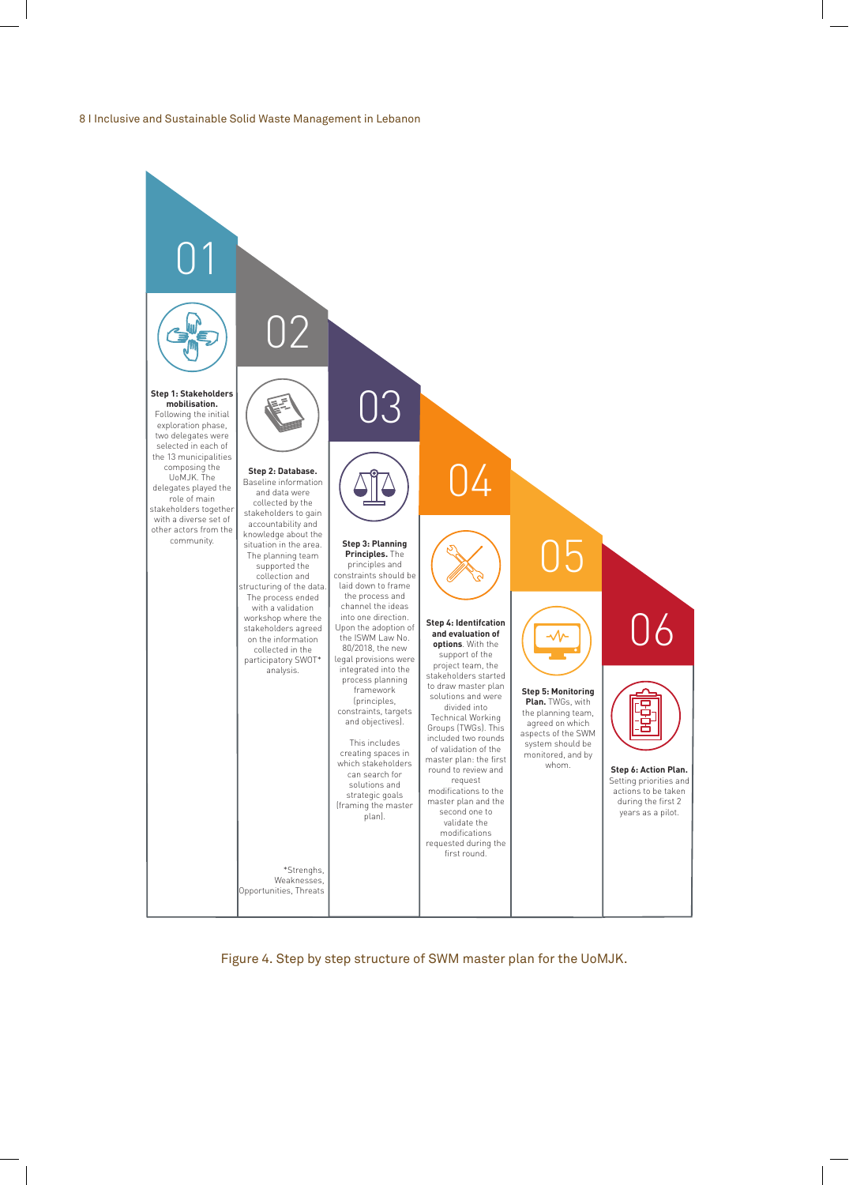01

**Step 1: Stakeholders mobilisation.** Following the initial exploration phase, two delegates were selected in each of the 13 municipalities composing the UoMJK. The delegates played the role of main stakeholders together with a diverse set of other actors from the community.

02

**Step 2: Database.** Baseline information and data were collected by the stakeholders to gain accountability and knowledge about the situation in the area. The planning team supported the collection and structuring of the data. The process ended with a validation workshop where the stakeholders agreed on the information collected in the participatory SWOT* analysis.

*Strenghs, Weaknesses, Opportunities, Threats

03

**Step 3: Planning Principles.** The principles and constraints should be laid down to frame the process and channel the ideas into one direction. Upon the adoption of the ISWM Law No. 80/2018, the new legal provisions were integrated into the process planning framework (principles, constraints, targets and objectives).

This includes creating spaces in which stakeholders can search for solutions and strategic goals (framing the master plan).

04

**Step 4: Identifcation and evaluation of options**. With the support of the project team, the stakeholders started to draw master plan solutions and were divided into Technical Working Groups (TWGs). This included two rounds of validation of the master plan: the first round to review and request modifications to the master plan and the second one to validate the modifications requested during the first round.

05

**Step 5: Monitoring Plan.** TWGs, with the planning team, agreed on which aspects of the SWM system should be monitored, and by whom.

06

**Step 6: Action Plan.** Setting priorities and actions to be taken during the first 2 years as a pilot.

Figure 4. Step by step structure of SWM master plan for the UoMJK.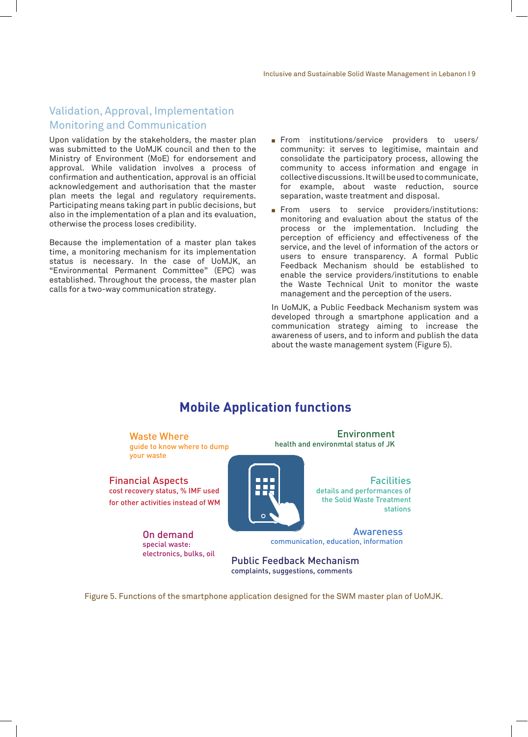## Validation, Approval, Implementation Monitoring and Communication

Upon validation by the stakeholders, the master plan was submitted to the UoMJK council and then to the Ministry of Environment (MoE) for endorsement and approval. While validation involves a process of confirmation and authentication, approval is an official acknowledgement and authorisation that the master plan meets the legal and regulatory requirements. Participating means taking part in public decisions, but also in the implementation of a plan and its evaluation, otherwise the process loses credibility.

Because the implementation of a master plan takes time, a monitoring mechanism for its implementation status is necessary. In the case of UoMJK, an "Environmental Permanent Committee" (EPC) was established. Throughout the process, the master plan calls for a two-way communication strategy.

- From institutions/service providers to users/community: it serves to legitimise, maintain and consolidate the participatory process, allowing the community to access information and engage in collective discussions. It will be used to communicate, for example, about waste reduction, source separation, waste treatment and disposal.
- From users to service providers/institutions: monitoring and evaluation about the status of the process or the implementation. Including the perception of efficiency and effectiveness of the service, and the level of information of the actors or users to ensure transparency. A formal Public Feedback Mechanism should be established to enable the service providers/institutions to enable the Waste Technical Unit to monitor the waste management and the perception of the users.

In UoMJK, a Public Feedback Mechanism system was developed through a smartphone application and a communication strategy aiming to increase the awareness of users, and to inform and publish the data about the waste management system (Figure 5).

**Mobile Application functions**

- **Waste Where**: guide to know where to dump your waste
- **Environment**: health and environmtal status of JK
- **Financial Aspects**: cost recovery status, % IMF used for other activities instead of WM
- **Facilities**: details and performances of the Solid Waste Treatment stations
- **On demand**: special waste: electronics, bulks, oil
- **Awareness**: communication, education, information
- **Public Feedback Mechanism**: complaints, suggestions, comments

Figure 5. Functions of the smartphone application designed for the SWM master plan of UoMJK.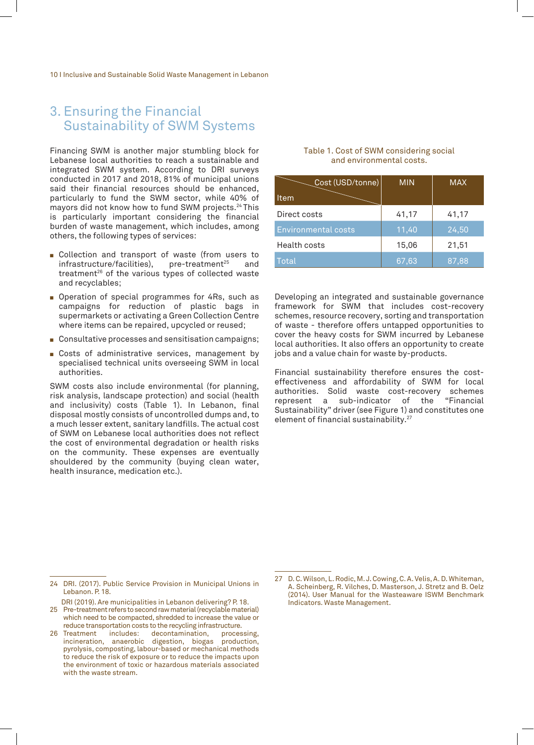## 3. Ensuring the Financial Sustainability of SWM Systems

Financing SWM is another major stumbling block for Lebanese local authorities to reach a sustainable and integrated SWM system. According to DRI surveys conducted in 2017 and 2018, 81% of municipal unions said their financial resources should be enhanced, particularly to fund the SWM sector, while 40% of mayors did not know how to fund SWM projects.[24] This is particularly important considering the financial burden of waste management, which includes, among others, the following types of services:

- Collection and transport of waste (from users to infrastructure/facilities), pre-treatment[25] and treatment[26] of the various types of collected waste and recyclables;
- Operation of special programmes for 4Rs, such as campaigns for reduction of plastic bags in supermarkets or activating a Green Collection Centre where items can be repaired, upcycled or reused;
- Consultative processes and sensitisation campaigns;
- Costs of administrative services, management by specialised technical units overseeing SWM in local authorities.

SWM costs also include environmental (for planning, risk analysis, landscape protection) and social (health and inclusivity) costs (Table 1). In Lebanon, final disposal mostly consists of uncontrolled dumps and, to a much lesser extent, sanitary landfills. The actual cost of SWM on Lebanese local authorities does not reflect the cost of environmental degradation or health risks on the community. These expenses are eventually shouldered by the community (buying clean water, health insurance, medication etc.).

Table 1. Cost of SWM considering social and environmental costs.

| Item / Cost (USD/tonne) | MIN | MAX |
|---|---|---|
| Direct costs | 41,17 | 41,17 |
| Environmental costs | 11,40 | 24,50 |
| Health costs | 15,06 | 21,51 |
| Total | 67,63 | 87,88 |

Developing an integrated and sustainable governance framework for SWM that includes cost-recovery schemes, resource recovery, sorting and transportation of waste - therefore offers untapped opportunities to cover the heavy costs for SWM incurred by Lebanese local authorities. It also offers an opportunity to create jobs and a value chain for waste by-products.

Financial sustainability therefore ensures the cost-effectiveness and affordability of SWM for local authorities. Solid waste cost-recovery schemes represent a sub-indicator of the "Financial Sustainability" driver (see Figure 1) and constitutes one element of financial sustainability.[27]

---

24 DRI. (2017). Public Service Provision in Municipal Unions in Lebanon. P. 18.
DRI (2019). Are municipalities in Lebanon delivering? P. 18.

25 Pre-treatment refers to second raw material (recyclable material) which need to be compacted, shredded to increase the value or reduce transportation costs to the recycling infrastructure.

26 Treatment includes: decontamination, processing, incineration, anaerobic digestion, biogas production, pyrolysis, composting, labour-based or mechanical methods to reduce the risk of exposure or to reduce the impacts upon the environment of toxic or hazardous materials associated with the waste stream.

27 D. C. Wilson, L. Rodic, M. J. Cowing, C. A. Velis, A. D. Whiteman, A. Scheinberg, R. Vilches, D. Masterson, J. Stretz and B. Oelz (2014). User Manual for the Wasteaware ISWM Benchmark Indicators. Waste Management.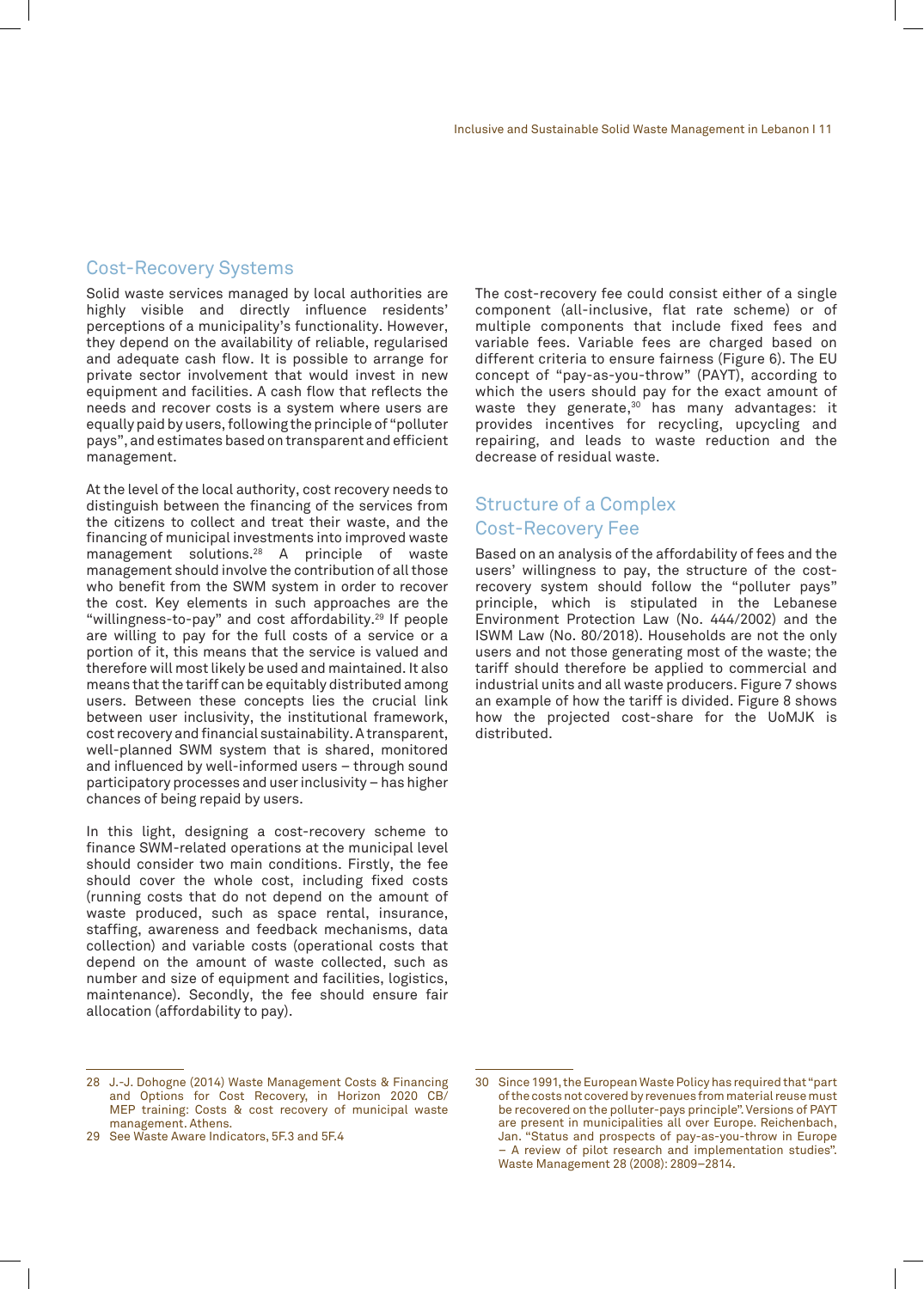## Cost-Recovery Systems

Solid waste services managed by local authorities are highly visible and directly influence residents' perceptions of a municipality's functionality. However, they depend on the availability of reliable, regularised and adequate cash flow. It is possible to arrange for private sector involvement that would invest in new equipment and facilities. A cash flow that reflects the needs and recover costs is a system where users are equally paid by users, following the principle of "polluter pays", and estimates based on transparent and efficient management.

At the level of the local authority, cost recovery needs to distinguish between the financing of the services from the citizens to collect and treat their waste, and the financing of municipal investments into improved waste management solutions.[28] A principle of waste management should involve the contribution of all those who benefit from the SWM system in order to recover the cost. Key elements in such approaches are the "willingness-to-pay" and cost affordability.[29] If people are willing to pay for the full costs of a service or a portion of it, this means that the service is valued and therefore will most likely be used and maintained. It also means that the tariff can be equitably distributed among users. Between these concepts lies the crucial link between user inclusivity, the institutional framework, cost recovery and financial sustainability. A transparent, well-planned SWM system that is shared, monitored and influenced by well-informed users – through sound participatory processes and user inclusivity – has higher chances of being repaid by users.

In this light, designing a cost-recovery scheme to finance SWM-related operations at the municipal level should consider two main conditions. Firstly, the fee should cover the whole cost, including fixed costs (running costs that do not depend on the amount of waste produced, such as space rental, insurance, staffing, awareness and feedback mechanisms, data collection) and variable costs (operational costs that depend on the amount of waste collected, such as number and size of equipment and facilities, logistics, maintenance). Secondly, the fee should ensure fair allocation (affordability to pay).

The cost-recovery fee could consist either of a single component (all-inclusive, flat rate scheme) or of multiple components that include fixed fees and variable fees. Variable fees are charged based on different criteria to ensure fairness (Figure 6). The EU concept of "pay-as-you-throw" (PAYT), according to which the users should pay for the exact amount of waste they generate,[30] has many advantages: it provides incentives for recycling, upcycling and repairing, and leads to waste reduction and the decrease of residual waste.

## Structure of a Complex Cost-Recovery Fee

Based on an analysis of the affordability of fees and the users' willingness to pay, the structure of the cost-recovery system should follow the "polluter pays" principle, which is stipulated in the Lebanese Environment Protection Law (No. 444/2002) and the ISWM Law (No. 80/2018). Households are not the only users and not those generating most of the waste; the tariff should therefore be applied to commercial and industrial units and all waste producers. Figure 7 shows an example of how the tariff is divided. Figure 8 shows how the projected cost-share for the UoMJK is distributed.

---

28 J.-J. Dohogne (2014) Waste Management Costs & Financing and Options for Cost Recovery, in Horizon 2020 CB/MEP training: Costs & cost recovery of municipal waste management. Athens.

29 See Waste Aware Indicators, 5F.3 and 5F.4

30 Since 1991, the European Waste Policy has required that "part of the costs not covered by revenues from material reuse must be recovered on the polluter-pays principle". Versions of PAYT are present in municipalities all over Europe. Reichenbach, Jan. "Status and prospects of pay-as-you-throw in Europe – A review of pilot research and implementation studies". Waste Management 28 (2008): 2809–2814.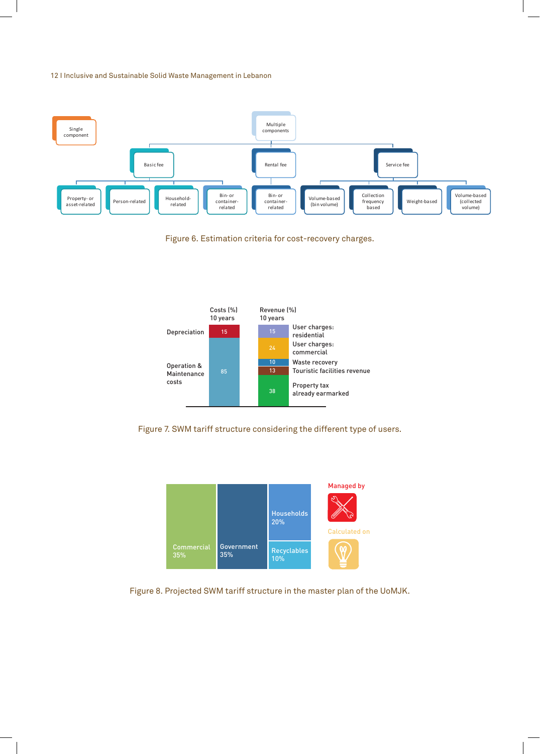Single component

Multiple components

Basic fee | Rental fee | Service fee

Property- or asset-related | Person-related | Household-related | Bin- or container-related | Bin- or container-related | Volume-based (bin volume) | Collection frequency based | Weight-based | Volume-based (collected volume)

Figure 6. Estimation criteria for cost-recovery charges.

| Costs (%) 10 years | | Revenue (%) 10 years | |
|---|---|---|---|
| Depreciation | 15 | 15 | User charges: residential |
| Operation & Maintenance costs | 85 | 24 | User charges: commercial |
| | | 10 | Waste recovery |
| | | 13 | Touristic facilities revenue |
| | | 38 | Property tax already earmarked |

Figure 7. SWM tariff structure considering the different type of users.

Commercial 35%

Government 35%

Households 20%

Recyclables 10%

Managed by

Calculated on

Figure 8. Projected SWM tariff structure in the master plan of the UoMJK.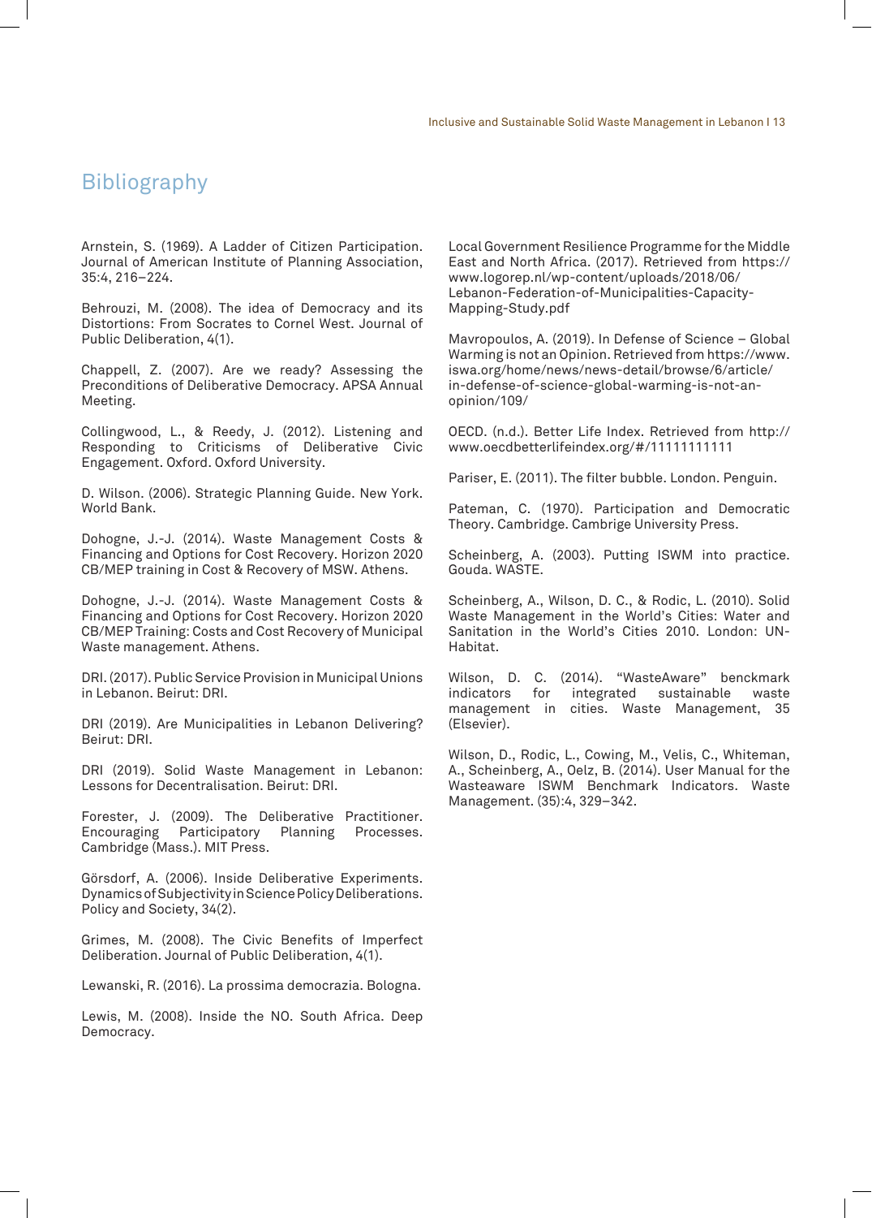# Bibliography

Arnstein, S. (1969). A Ladder of Citizen Participation. Journal of American Institute of Planning Association, 35:4, 216–224.

Behrouzi, M. (2008). The idea of Democracy and its Distortions: From Socrates to Cornel West. Journal of Public Deliberation, 4(1).

Chappell, Z. (2007). Are we ready? Assessing the Preconditions of Deliberative Democracy. APSA Annual Meeting.

Collingwood, L., & Reedy, J. (2012). Listening and Responding to Criticisms of Deliberative Civic Engagement. Oxford. Oxford University.

D. Wilson. (2006). Strategic Planning Guide. New York. World Bank.

Dohogne, J.-J. (2014). Waste Management Costs & Financing and Options for Cost Recovery. Horizon 2020 CB/MEP training in Cost & Recovery of MSW. Athens.

Dohogne, J.-J. (2014). Waste Management Costs & Financing and Options for Cost Recovery. Horizon 2020 CB/MEP Training: Costs and Cost Recovery of Municipal Waste management. Athens.

DRI. (2017). Public Service Provision in Municipal Unions in Lebanon. Beirut: DRI.

DRI (2019). Are Municipalities in Lebanon Delivering? Beirut: DRI.

DRI (2019). Solid Waste Management in Lebanon: Lessons for Decentralisation. Beirut: DRI.

Forester, J. (2009). The Deliberative Practitioner. Encouraging Participatory Planning Processes. Cambridge (Mass.). MIT Press.

Görsdorf, A. (2006). Inside Deliberative Experiments. Dynamics of Subjectivity in Science Policy Deliberations. Policy and Society, 34(2).

Grimes, M. (2008). The Civic Benefits of Imperfect Deliberation. Journal of Public Deliberation, 4(1).

Lewanski, R. (2016). La prossima democrazia. Bologna.

Lewis, M. (2008). Inside the NO. South Africa. Deep Democracy.

Local Government Resilience Programme for the Middle East and North Africa. (2017). Retrieved from https://www.logorep.nl/wp-content/uploads/2018/06/Lebanon-Federation-of-Municipalities-Capacity-Mapping-Study.pdf

Mavropoulos, A. (2019). In Defense of Science – Global Warming is not an Opinion. Retrieved from https://www.iswa.org/home/news/news-detail/browse/6/article/in-defense-of-science-global-warming-is-not-an-opinion/109/

OECD. (n.d.). Better Life Index. Retrieved from http://www.oecdbetterlifeindex.org/#/11111111111

Pariser, E. (2011). The filter bubble. London. Penguin.

Pateman, C. (1970). Participation and Democratic Theory. Cambridge. Cambrige University Press.

Scheinberg, A. (2003). Putting ISWM into practice. Gouda. WASTE.

Scheinberg, A., Wilson, D. C., & Rodic, L. (2010). Solid Waste Management in the World's Cities: Water and Sanitation in the World's Cities 2010. London: UN-Habitat.

Wilson, D. C. (2014). "WasteAware" benckmark indicators for integrated sustainable waste management in cities. Waste Management, 35 (Elsevier).

Wilson, D., Rodic, L., Cowing, M., Velis, C., Whiteman, A., Scheinberg, A., Oelz, B. (2014). User Manual for the Wasteaware ISWM Benchmark Indicators. Waste Management. (35):4, 329–342.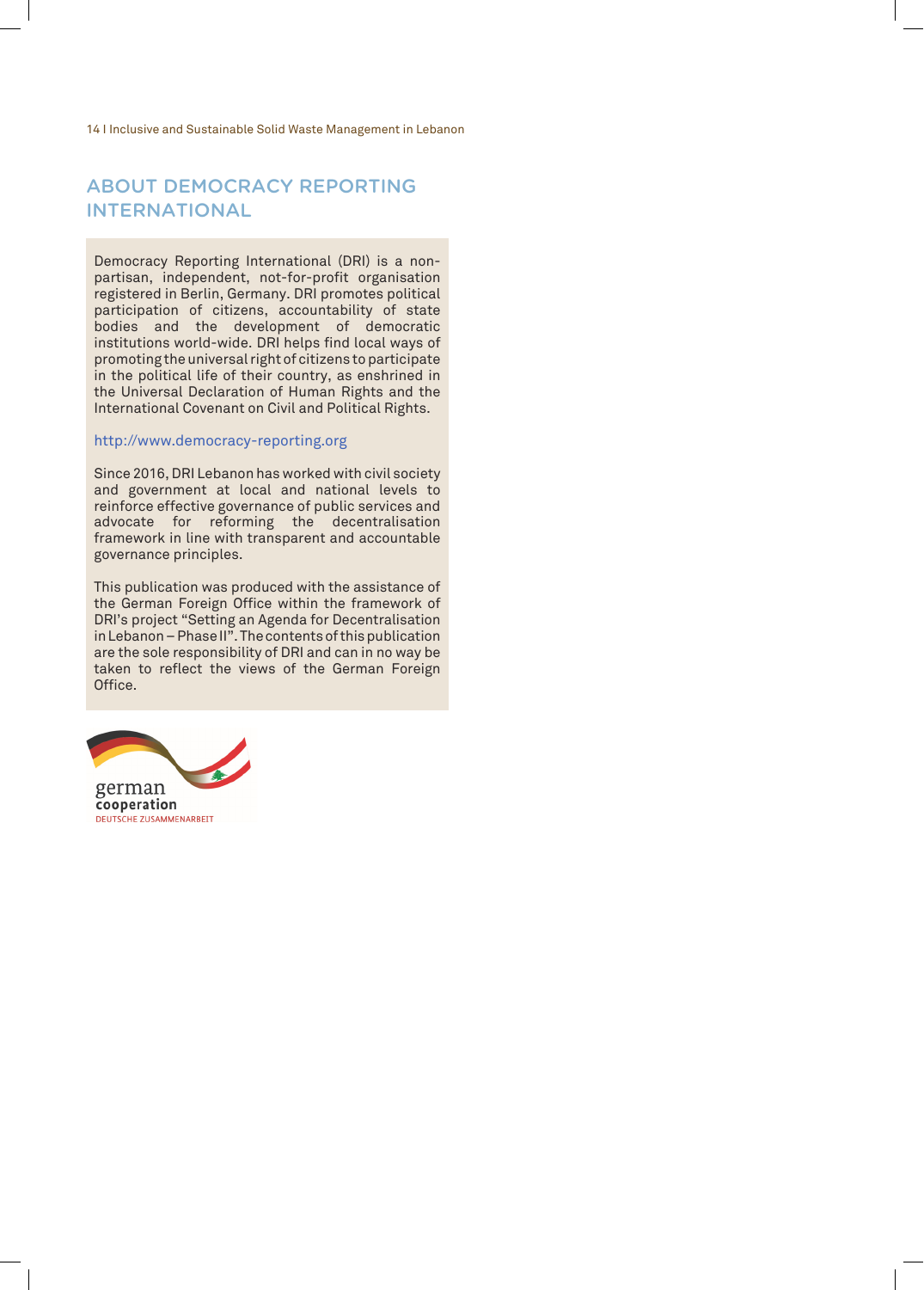## ABOUT DEMOCRACY REPORTING INTERNATIONAL

Democracy Reporting International (DRI) is a non-partisan, independent, not-for-profit organisation registered in Berlin, Germany. DRI promotes political participation of citizens, accountability of state bodies and the development of democratic institutions world-wide. DRI helps find local ways of promoting the universal right of citizens to participate in the political life of their country, as enshrined in the Universal Declaration of Human Rights and the International Covenant on Civil and Political Rights.

http://www.democracy-reporting.org

Since 2016, DRI Lebanon has worked with civil society and government at local and national levels to reinforce effective governance of public services and advocate for reforming the decentralisation framework in line with transparent and accountable governance principles.

This publication was produced with the assistance of the German Foreign Office within the framework of DRI's project "Setting an Agenda for Decentralisation in Lebanon – Phase II". The contents of this publication are the sole responsibility of DRI and can in no way be taken to reflect the views of the German Foreign Office.

german
cooperation
DEUTSCHE ZUSAMMENARBEIT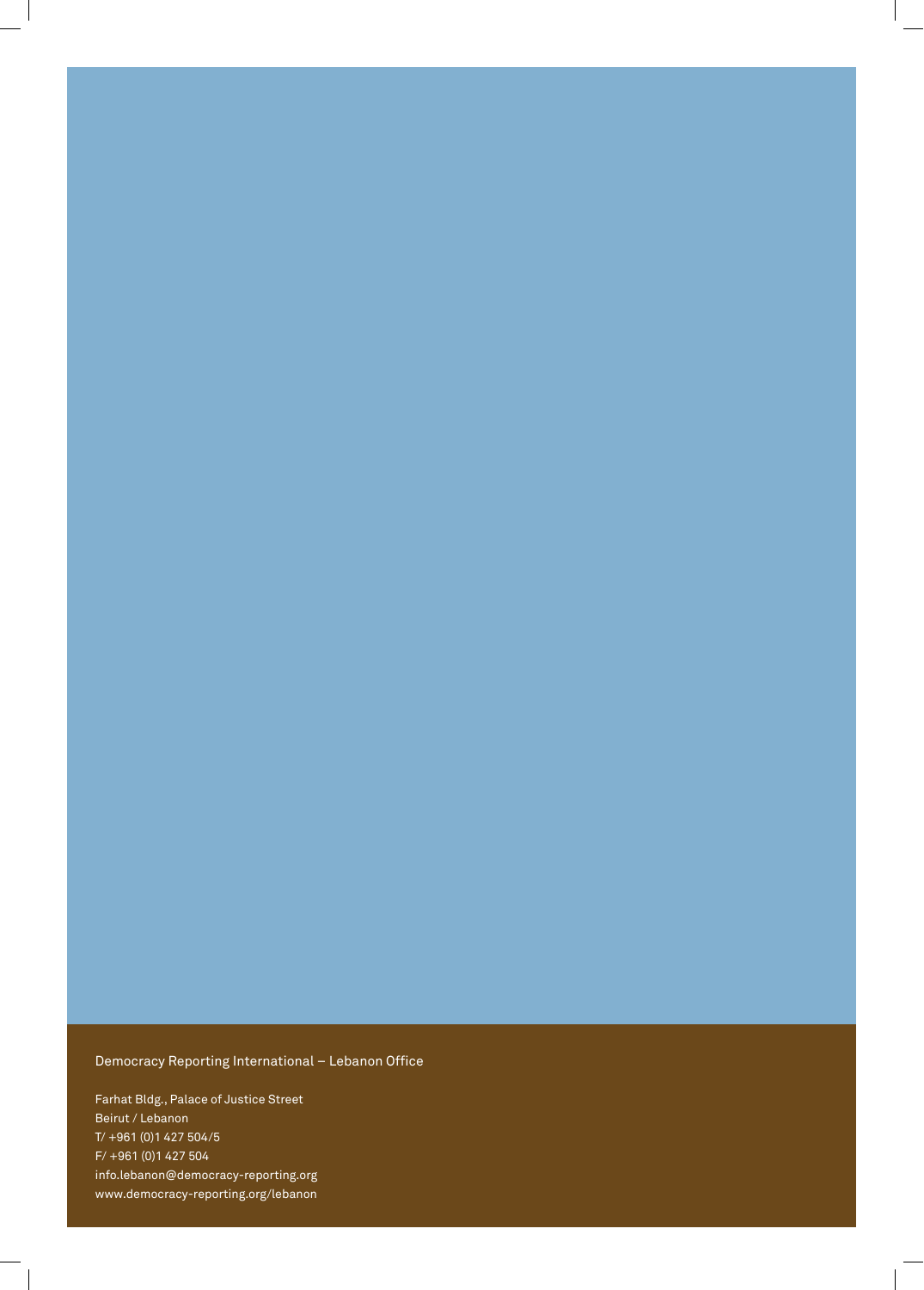Democracy Reporting International – Lebanon Office

Farhat Bldg., Palace of Justice Street
Beirut / Lebanon
T/ +961 (0)1 427 504/5
F/ +961 (0)1 427 504
info.lebanon@democracy-reporting.org
www.democracy-reporting.org/lebanon